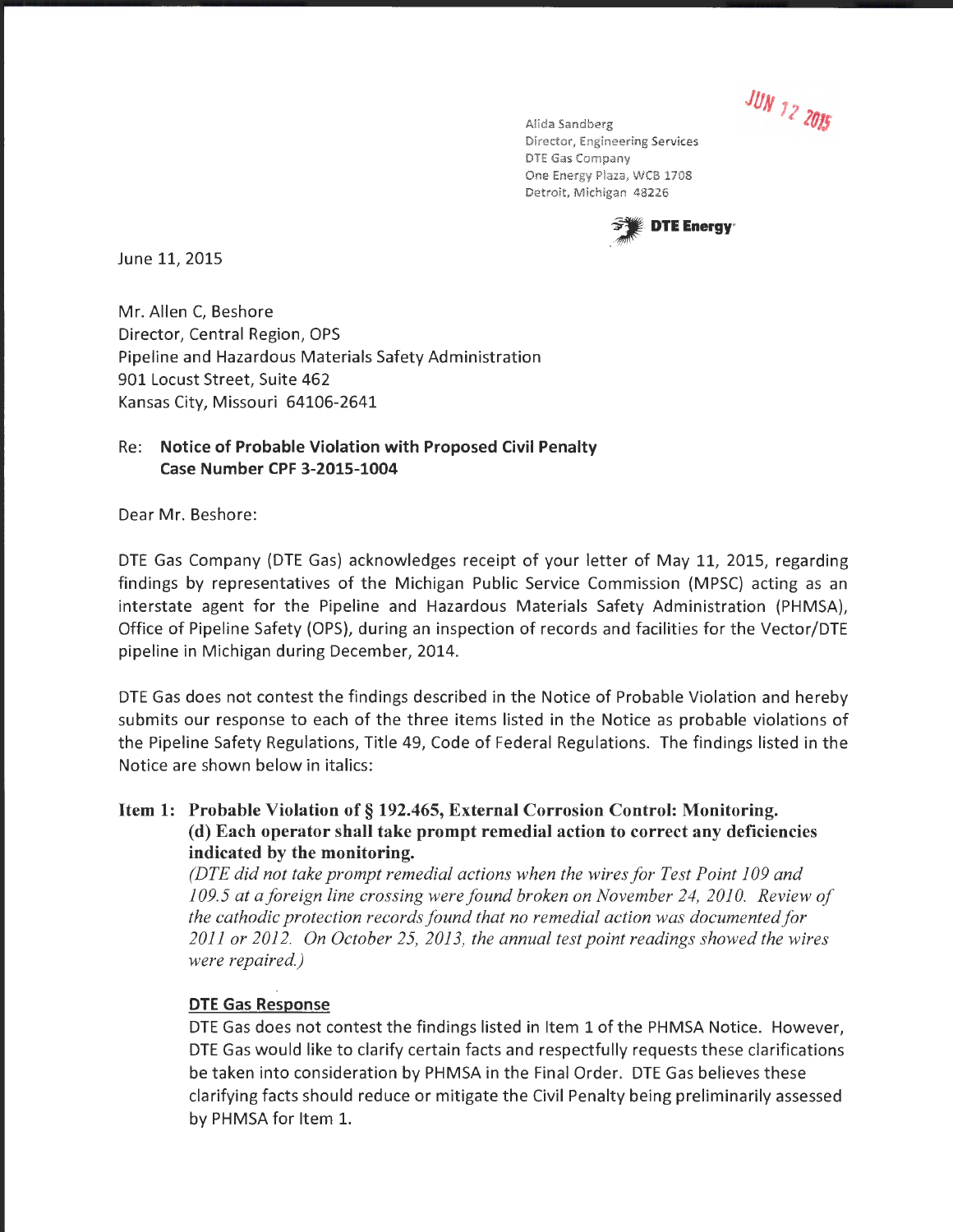JUN 12 2015

Alida Sandberg
Director, Engineering Services
DTE Gas Company
One Energy Plaza, WCB 1708
Detroit, Michigan 48226

DTE Energy

June 11, 2015

Mr. Allen C, Beshore
Director, Central Region, OPS
Pipeline and Hazardous Materials Safety Administration
901 Locust Street, Suite 462
Kansas City, Missouri 64106-2641

Re: **Notice of Probable Violation with Proposed Civil Penalty**
**Case Number CPF 3-2015-1004**

Dear Mr. Beshore:

DTE Gas Company (DTE Gas) acknowledges receipt of your letter of May 11, 2015, regarding findings by representatives of the Michigan Public Service Commission (MPSC) acting as an interstate agent for the Pipeline and Hazardous Materials Safety Administration (PHMSA), Office of Pipeline Safety (OPS), during an inspection of records and facilities for the Vector/DTE pipeline in Michigan during December, 2014.

DTE Gas does not contest the findings described in the Notice of Probable Violation and hereby submits our response to each of the three items listed in the Notice as probable violations of the Pipeline Safety Regulations, Title 49, Code of Federal Regulations. The findings listed in the Notice are shown below in italics:

**Item 1: Probable Violation of § 192.465, External Corrosion Control: Monitoring.**
**(d) Each operator shall take prompt remedial action to correct any deficiencies indicated by the monitoring.**

*(DTE did not take prompt remedial actions when the wires for Test Point 109 and 109.5 at a foreign line crossing were found broken on November 24, 2010. Review of the cathodic protection records found that no remedial action was documented for 2011 or 2012. On October 25, 2013, the annual test point readings showed the wires were repaired.)*

**DTE Gas Response**

DTE Gas does not contest the findings listed in Item 1 of the PHMSA Notice. However, DTE Gas would like to clarify certain facts and respectfully requests these clarifications be taken into consideration by PHMSA in the Final Order. DTE Gas believes these clarifying facts should reduce or mitigate the Civil Penalty being preliminarily assessed by PHMSA for Item 1.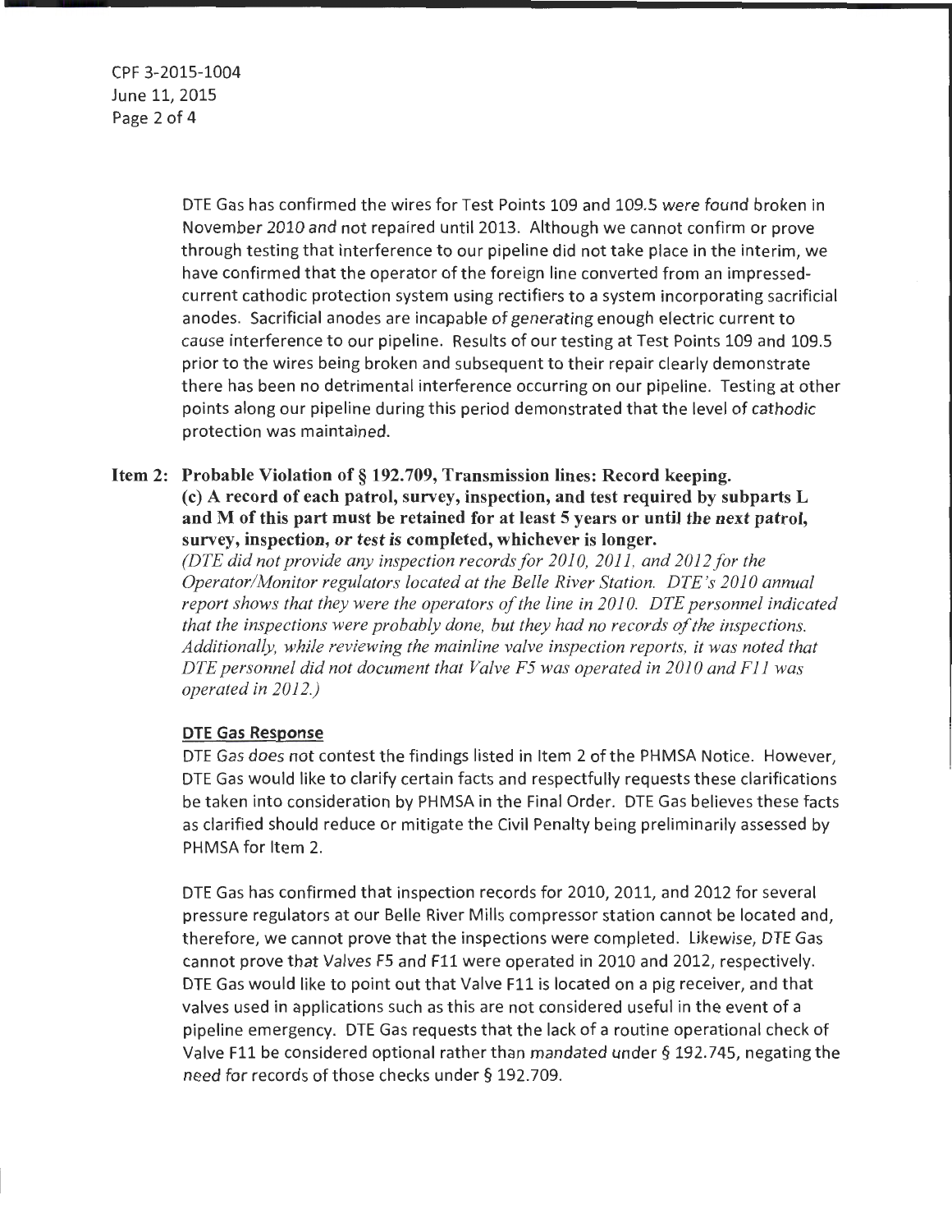DTE Gas has confirmed the wires for Test Points 109 and 109.5 were found broken in November 2010 and not repaired until 2013. Although we cannot confirm or prove through testing that interference to our pipeline did not take place in the interim, we have confirmed that the operator of the foreign line converted from an impressed-current cathodic protection system using rectifiers to a system incorporating sacrificial anodes. Sacrificial anodes are incapable of generating enough electric current to cause interference to our pipeline. Results of our testing at Test Points 109 and 109.5 prior to the wires being broken and subsequent to their repair clearly demonstrate there has been no detrimental interference occurring on our pipeline. Testing at other points along our pipeline during this period demonstrated that the level of cathodic protection was maintained.

**Item 2: Probable Violation of § 192.709, Transmission lines: Record keeping.**
**(c) A record of each patrol, survey, inspection, and test required by subparts L and M of this part must be retained for at least 5 years or until the next patrol, survey, inspection, or test is completed, whichever is longer.**
*(DTE did not provide any inspection records for 2010, 2011, and 2012 for the Operator/Monitor regulators located at the Belle River Station. DTE's 2010 annual report shows that they were the operators of the line in 2010. DTE personnel indicated that the inspections were probably done, but they had no records of the inspections. Additionally, while reviewing the mainline valve inspection reports, it was noted that DTE personnel did not document that Valve F5 was operated in 2010 and F11 was operated in 2012.)*

**DTE Gas Response**

DTE Gas does not contest the findings listed in Item 2 of the PHMSA Notice. However, DTE Gas would like to clarify certain facts and respectfully requests these clarifications be taken into consideration by PHMSA in the Final Order. DTE Gas believes these facts as clarified should reduce or mitigate the Civil Penalty being preliminarily assessed by PHMSA for Item 2.

DTE Gas has confirmed that inspection records for 2010, 2011, and 2012 for several pressure regulators at our Belle River Mills compressor station cannot be located and, therefore, we cannot prove that the inspections were completed. Likewise, DTE Gas cannot prove that Valves F5 and F11 were operated in 2010 and 2012, respectively. DTE Gas would like to point out that Valve F11 is located on a pig receiver, and that valves used in applications such as this are not considered useful in the event of a pipeline emergency. DTE Gas requests that the lack of a routine operational check of Valve F11 be considered optional rather than mandated under § 192.745, negating the need for records of those checks under § 192.709.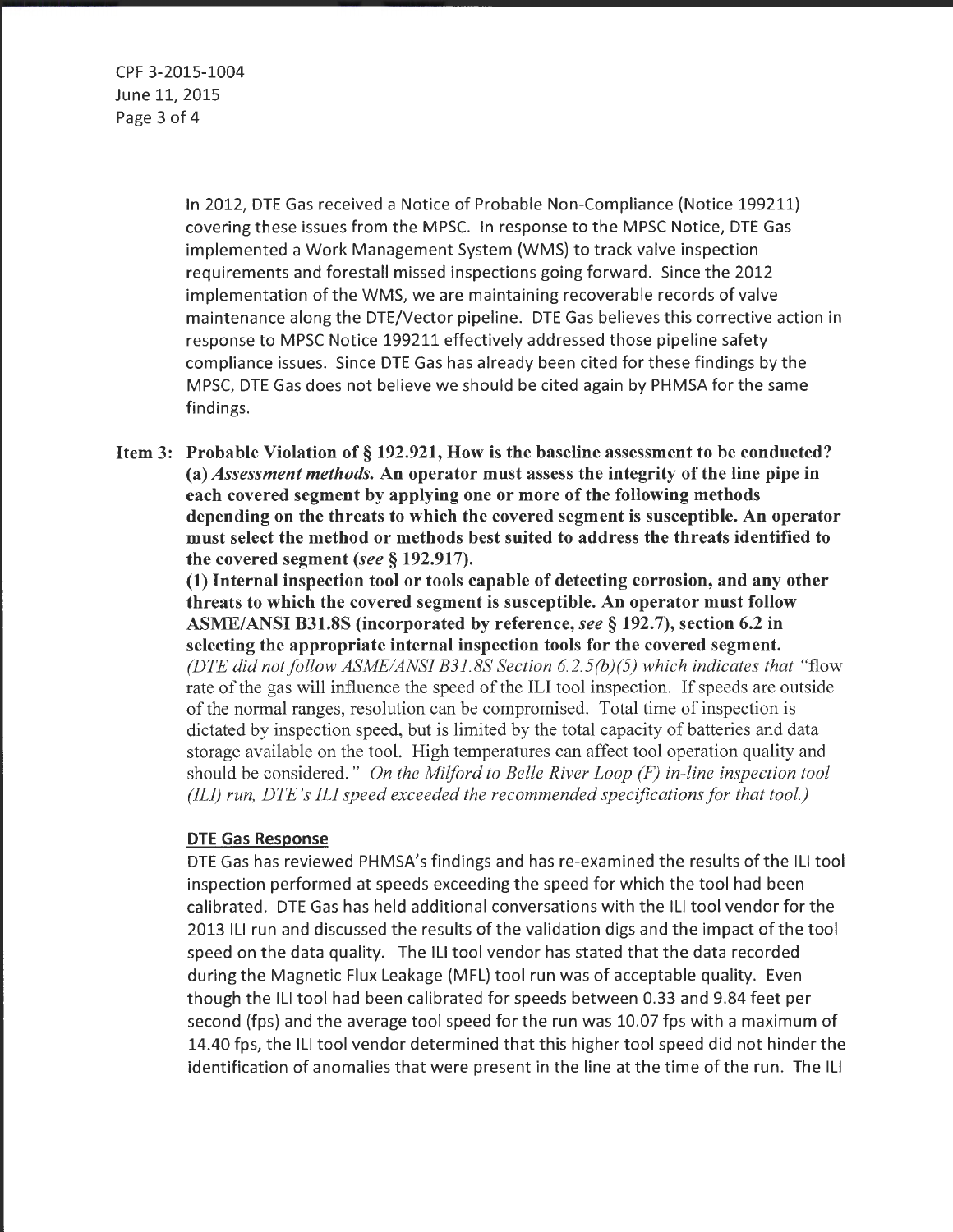In 2012, DTE Gas received a Notice of Probable Non-Compliance (Notice 199211) covering these issues from the MPSC. In response to the MPSC Notice, DTE Gas implemented a Work Management System (WMS) to track valve inspection requirements and forestall missed inspections going forward. Since the 2012 implementation of the WMS, we are maintaining recoverable records of valve maintenance along the DTE/Vector pipeline. DTE Gas believes this corrective action in response to MPSC Notice 199211 effectively addressed those pipeline safety compliance issues. Since DTE Gas has already been cited for these findings by the MPSC, DTE Gas does not believe we should be cited again by PHMSA for the same findings.

**Item 3: Probable Violation of § 192.921, How is the baseline assessment to be conducted? (a)** ***Assessment methods.*** **An operator must assess the integrity of the line pipe in each covered segment by applying one or more of the following methods depending on the threats to which the covered segment is susceptible. An operator must select the method or methods best suited to address the threats identified to the covered segment (*see* § 192.917).**

**(1) Internal inspection tool or tools capable of detecting corrosion, and any other threats to which the covered segment is susceptible. An operator must follow ASME/ANSI B31.8S (incorporated by reference, *see* § 192.7), section 6.2 in selecting the appropriate internal inspection tools for the covered segment.**

*(DTE did not follow ASME/ANSI B31.8S Section 6.2.5(b)(5) which indicates that* "flow rate of the gas will influence the speed of the ILI tool inspection. If speeds are outside of the normal ranges, resolution can be compromised. Total time of inspection is dictated by inspection speed, but is limited by the total capacity of batteries and data storage available on the tool. High temperatures can affect tool operation quality and should be considered." *On the Milford to Belle River Loop (F) in-line inspection tool (ILI) run, DTE's ILI speed exceeded the recommended specifications for that tool.)*

**DTE Gas Response**

DTE Gas has reviewed PHMSA's findings and has re-examined the results of the ILI tool inspection performed at speeds exceeding the speed for which the tool had been calibrated. DTE Gas has held additional conversations with the ILI tool vendor for the 2013 ILI run and discussed the results of the validation digs and the impact of the tool speed on the data quality. The ILI tool vendor has stated that the data recorded during the Magnetic Flux Leakage (MFL) tool run was of acceptable quality. Even though the ILI tool had been calibrated for speeds between 0.33 and 9.84 feet per second (fps) and the average tool speed for the run was 10.07 fps with a maximum of 14.40 fps, the ILI tool vendor determined that this higher tool speed did not hinder the identification of anomalies that were present in the line at the time of the run. The ILI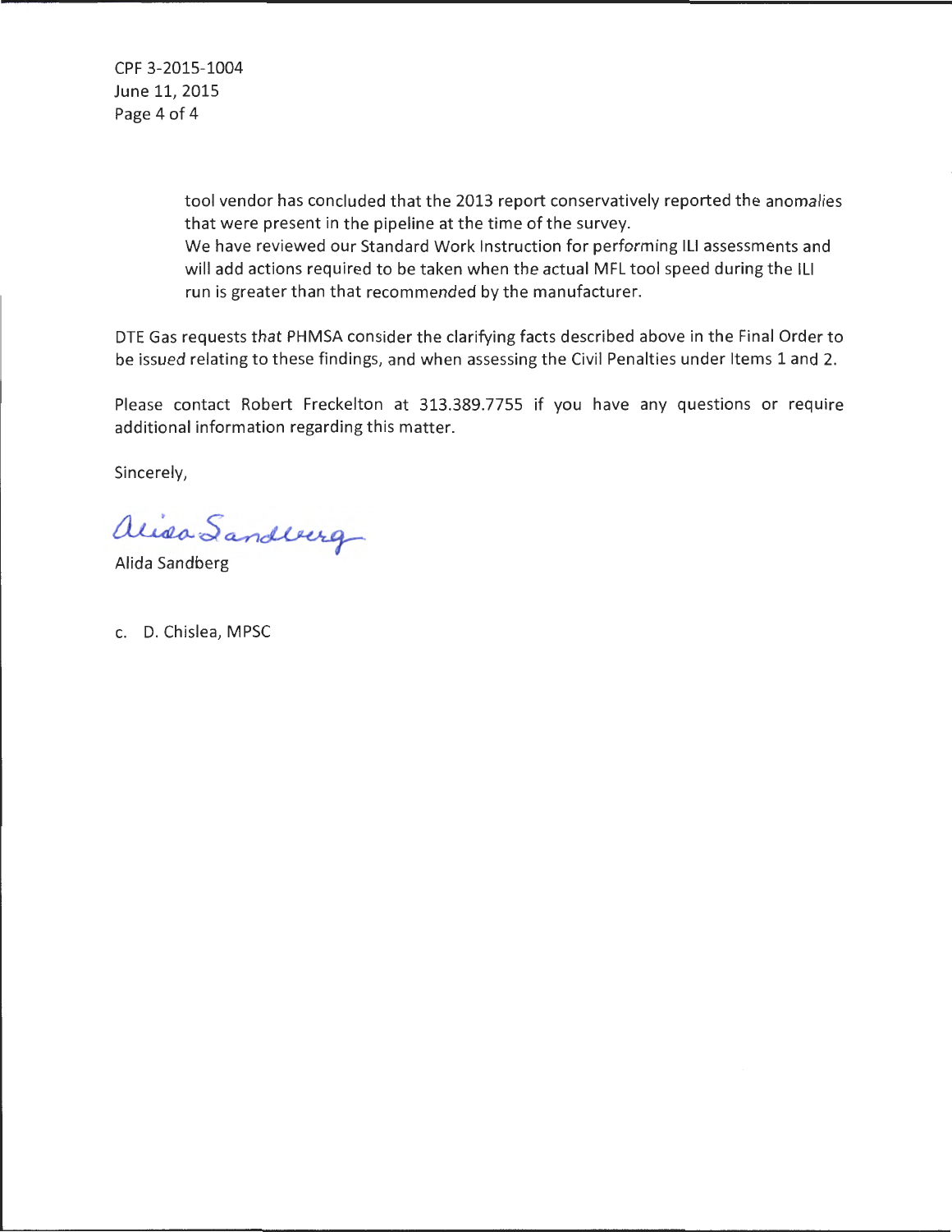tool vendor has concluded that the 2013 report conservatively reported the anomalies that were present in the pipeline at the time of the survey.

We have reviewed our Standard Work Instruction for performing ILI assessments and will add actions required to be taken when the actual MFL tool speed during the ILI run is greater than that recommended by the manufacturer.

DTE Gas requests that PHMSA consider the clarifying facts described above in the Final Order to be issued relating to these findings, and when assessing the Civil Penalties under Items 1 and 2.

Please contact Robert Freckelton at 313.389.7755 if you have any questions or require additional information regarding this matter.

Sincerely,

Alida Sandberg

Alida Sandberg

c. D. Chislea, MPSC